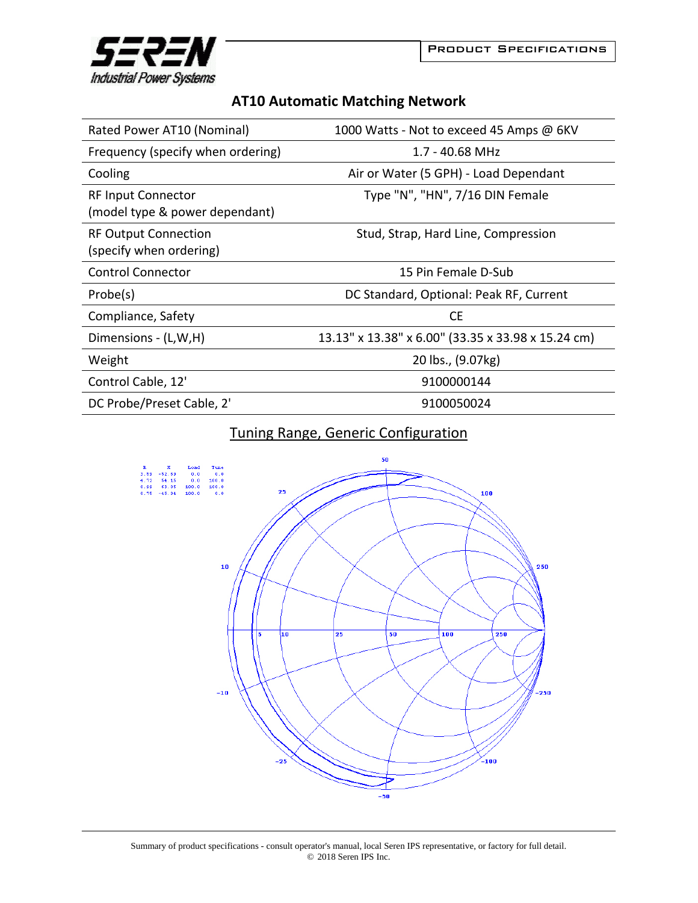# AT10 Automatic Matching Network

| | |
|---|---|
| Rated Power AT10 (Nominal) | 1000 Watts - Not to exceed 45 Amps @ 6KV |
| Frequency (specify when ordering) | 1.7 - 40.68 MHz |
| Cooling | Air or Water (5 GPH) - Load Dependant |
| RF Input Connector (model type & power dependant) | Type "N", "HN", 7/16 DIN Female |
| RF Output Connection (specify when ordering) | Stud, Strap, Hard Line, Compression |
| Control Connector | 15 Pin Female D-Sub |
| Probe(s) | DC Standard, Optional: Peak RF, Current |
| Compliance, Safety | CE |
| Dimensions - (L,W,H) | 13.13" x 13.38" x 6.00" (33.35 x 33.98 x 15.24 cm) |
| Weight | 20 lbs., (9.07kg) |
| Control Cable, 12' | 9100000144 |
| DC Probe/Preset Cable, 2' | 9100050024 |

## Tuning Range, Generic Configuration

Summary of product specifications - consult operator's manual, local Seren IPS representative, or factory for full detail.
© 2018 Seren IPS Inc.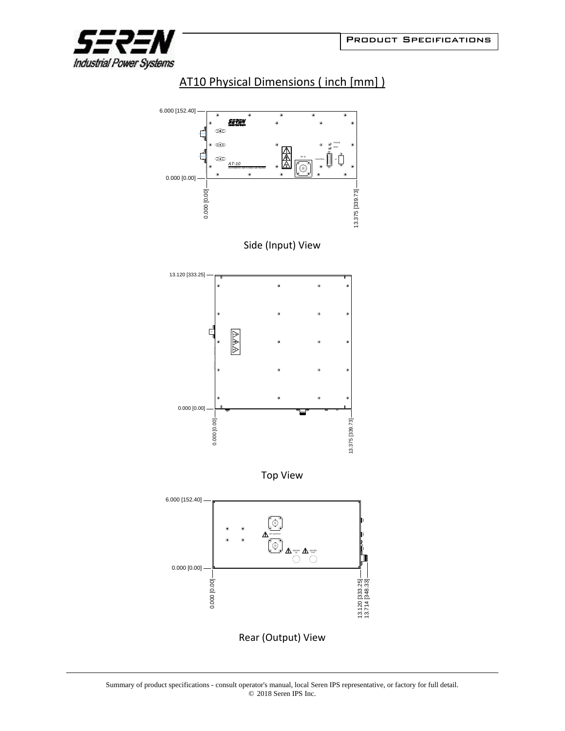# AT10 Physical Dimensions ( inch [mm] )

6.000 [152.40]
0.000 [0.00]
0.000 [0.00]
13.375 [339.73]

AT-10
AUTOMATIC MATCHING NETWORK

RF IN
CONTROL
PHASE
MAG
J1

Side (Input) View

13.120 [333.25]
0.000 [0.00]
0.000 [0.00]
13.375 [339.73]

Top View

6.000 [152.40]
0.000 [0.00]
0.000 [0.00]
13.120 [333.25]
13.714 [348.33]

RF OUTPUT
WATER IN
WATER OUT

Rear (Output) View

Summary of product specifications - consult operator's manual, local Seren IPS representative, or factory for full detail.
© 2018 Seren IPS Inc.